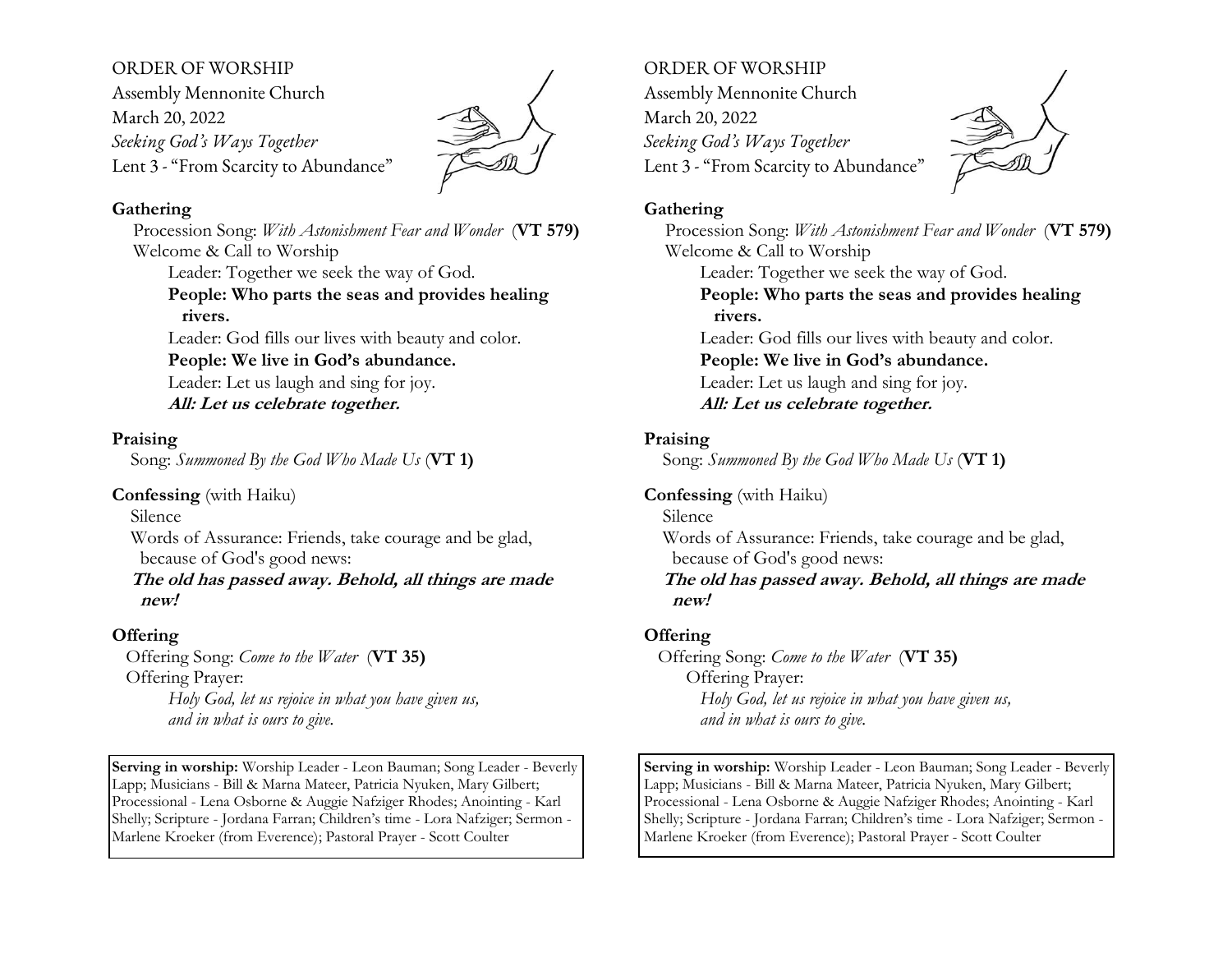ORDER OF WORSHIP
Assembly Mennonite Church
March 20, 2022
*Seeking God's Ways Together*
Lent 3 - "From Scarcity to Abundance"

**Gathering**

Procession Song: *With Astonishment Fear and Wonder* (**VT 579)**

Welcome & Call to Worship

Leader: Together we seek the way of God.
**People: Who parts the seas and provides healing rivers.**
Leader: God fills our lives with beauty and color.
**People: We live in God's abundance.**
Leader: Let us laugh and sing for joy.
***All: Let us celebrate together.***

**Praising**

Song: *Summoned By the God Who Made Us* (**VT 1)**

**Confessing** (with Haiku)

Silence

Words of Assurance: Friends, take courage and be glad, because of God's good news:
***The old has passed away. Behold, all things are made new!***

**Offering**

Offering Song: *Come to the Water* (**VT 35)**

Offering Prayer:
*Holy God, let us rejoice in what you have given us, and in what is ours to give.*

**Serving in worship:** Worship Leader - Leon Bauman; Song Leader - Beverly Lapp; Musicians - Bill & Marna Mateer, Patricia Nyuken, Mary Gilbert; Processional - Lena Osborne & Auggie Nafziger Rhodes; Anointing - Karl Shelly; Scripture - Jordana Farran; Children's time - Lora Nafziger; Sermon - Marlene Kroeker (from Everence); Pastoral Prayer - Scott Coulter

ORDER OF WORSHIP
Assembly Mennonite Church
March 20, 2022
*Seeking God's Ways Together*
Lent 3 - "From Scarcity to Abundance"

**Gathering**

Procession Song: *With Astonishment Fear and Wonder* (**VT 579)**

Welcome & Call to Worship

Leader: Together we seek the way of God.
**People: Who parts the seas and provides healing rivers.**
Leader: God fills our lives with beauty and color.
**People: We live in God's abundance.**
Leader: Let us laugh and sing for joy.
***All: Let us celebrate together.***

**Praising**

Song: *Summoned By the God Who Made Us* (**VT 1)**

**Confessing** (with Haiku)

Silence

Words of Assurance: Friends, take courage and be glad, because of God's good news:
***The old has passed away. Behold, all things are made new!***

**Offering**

Offering Song: *Come to the Water* (**VT 35)**

Offering Prayer:
*Holy God, let us rejoice in what you have given us, and in what is ours to give.*

**Serving in worship:** Worship Leader - Leon Bauman; Song Leader - Beverly Lapp; Musicians - Bill & Marna Mateer, Patricia Nyuken, Mary Gilbert; Processional - Lena Osborne & Auggie Nafziger Rhodes; Anointing - Karl Shelly; Scripture - Jordana Farran; Children's time - Lora Nafziger; Sermon - Marlene Kroeker (from Everence); Pastoral Prayer - Scott Coulter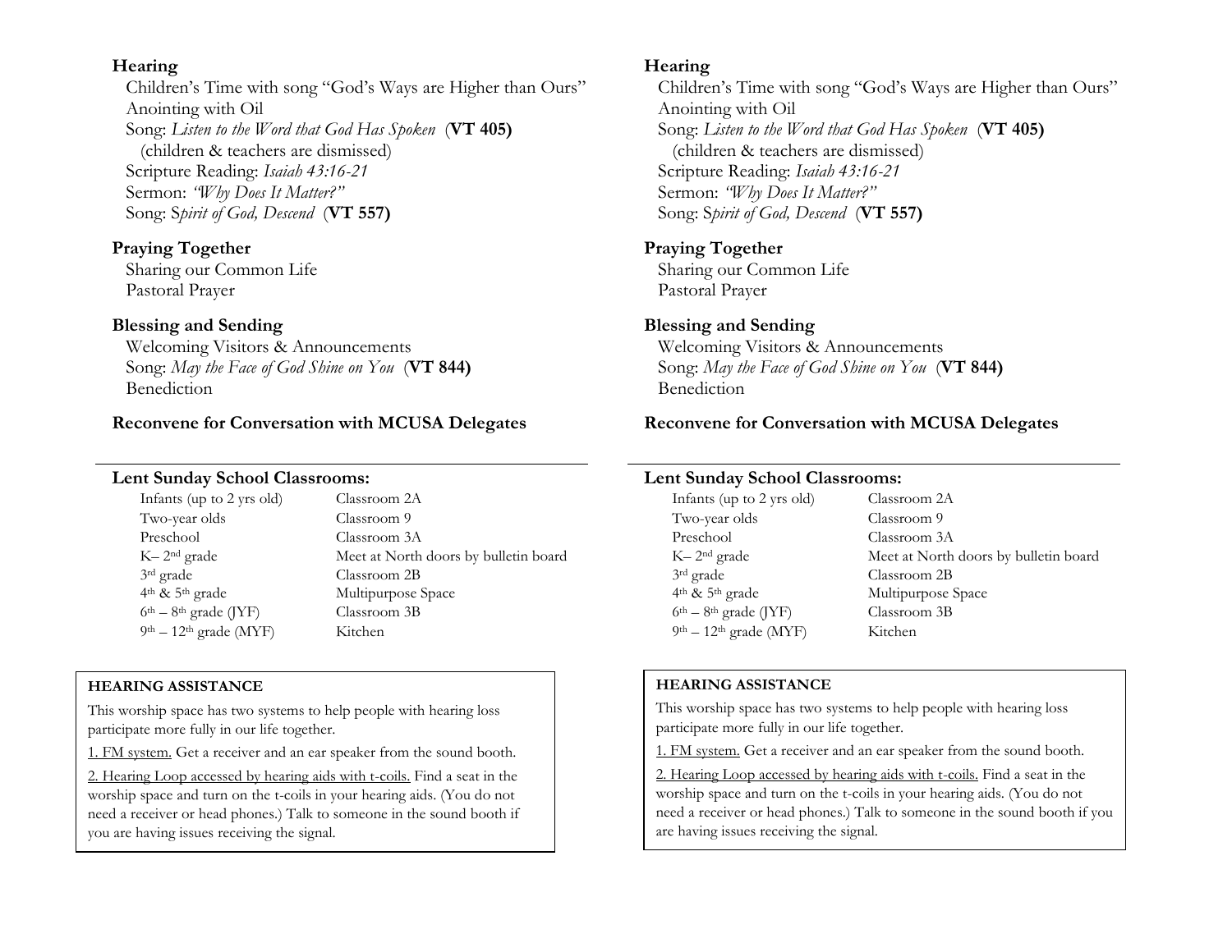### Hearing

Children's Time with song "God's Ways are Higher than Ours"
Anointing with Oil
Song: *Listen to the Word that God Has Spoken* (**VT 405)**
(children & teachers are dismissed)
Scripture Reading: *Isaiah 43:16-21*
Sermon: *"Why Does It Matter?"*
Song: S*pirit of God, Descend* (**VT 557)**

### Praying Together

Sharing our Common Life
Pastoral Prayer

### Blessing and Sending

Welcoming Visitors & Announcements
Song: *May the Face of God Shine on You* (**VT 844)**
Benediction

### Reconvene for Conversation with MCUSA Delegates

---

**Lent Sunday School Classrooms:**

| | |
|---|---|
| Infants (up to 2 yrs old) | Classroom 2A |
| Two-year olds | Classroom 9 |
| Preschool | Classroom 3A |
| K– 2nd grade | Meet at North doors by bulletin board |
| 3rd grade | Classroom 2B |
| 4th & 5th grade | Multipurpose Space |
| 6th – 8th grade (JYF) | Classroom 3B |
| 9th – 12th grade (MYF) | Kitchen |

**HEARING ASSISTANCE**

This worship space has two systems to help people with hearing loss participate more fully in our life together.

1. FM system. Get a receiver and an ear speaker from the sound booth.

2. Hearing Loop accessed by hearing aids with t-coils. Find a seat in the worship space and turn on the t-coils in your hearing aids. (You do not need a receiver or head phones.) Talk to someone in the sound booth if you are having issues receiving the signal.

### Hearing

Children's Time with song "God's Ways are Higher than Ours"
Anointing with Oil
Song: *Listen to the Word that God Has Spoken* (**VT 405)**
(children & teachers are dismissed)
Scripture Reading: *Isaiah 43:16-21*
Sermon: *"Why Does It Matter?"*
Song: S*pirit of God, Descend* (**VT 557)**

### Praying Together

Sharing our Common Life
Pastoral Prayer

### Blessing and Sending

Welcoming Visitors & Announcements
Song: *May the Face of God Shine on You* (**VT 844)**
Benediction

### Reconvene for Conversation with MCUSA Delegates

---

**Lent Sunday School Classrooms:**

| | |
|---|---|
| Infants (up to 2 yrs old) | Classroom 2A |
| Two-year olds | Classroom 9 |
| Preschool | Classroom 3A |
| K– 2nd grade | Meet at North doors by bulletin board |
| 3rd grade | Classroom 2B |
| 4th & 5th grade | Multipurpose Space |
| 6th – 8th grade (JYF) | Classroom 3B |
| 9th – 12th grade (MYF) | Kitchen |

**HEARING ASSISTANCE**

This worship space has two systems to help people with hearing loss participate more fully in our life together.

1. FM system. Get a receiver and an ear speaker from the sound booth.

2. Hearing Loop accessed by hearing aids with t-coils. Find a seat in the worship space and turn on the t-coils in your hearing aids. (You do not need a receiver or head phones.) Talk to someone in the sound booth if you are having issues receiving the signal.